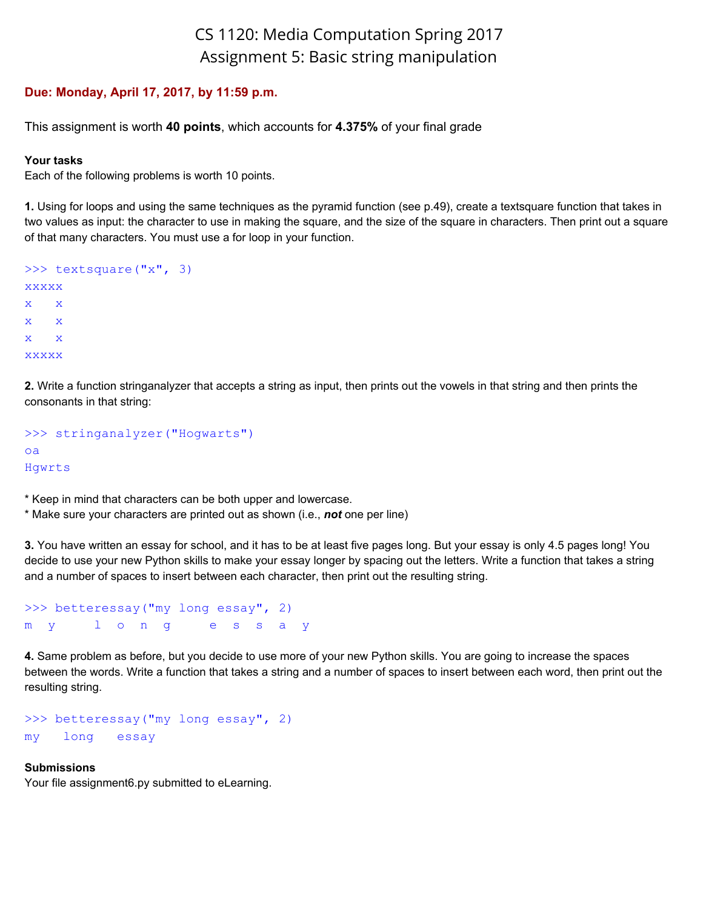# CS 1120: Media Computation Spring 2017
## Assignment 5: Basic string manipulation

**Due: Monday, April 17, 2017, by 11:59 p.m.**

This assignment is worth **40 points**, which accounts for **4.375%** of your final grade

**Your tasks**
Each of the following problems is worth 10 points.

**1.** Using for loops and using the same techniques as the pyramid function (see p.49), create a textsquare function that takes in two values as input: the character to use in making the square, and the size of the square in characters. Then print out a square of that many characters. You must use a for loop in your function.

```
>>> textsquare("x", 3)
xxxxx
x   x
x   x
x   x
xxxxx
```

**2.** Write a function stringanalyzer that accepts a string as input, then prints out the vowels in that string and then prints the consonants in that string:

```
>>> stringanalyzer("Hogwarts")
oa
Hgwrts
```

* Keep in mind that characters can be both upper and lowercase.
* Make sure your characters are printed out as shown (i.e., ***not*** one per line)

**3.** You have written an essay for school, and it has to be at least five pages long. But your essay is only 4.5 pages long! You decide to use your new Python skills to make your essay longer by spacing out the letters. Write a function that takes a string and a number of spaces to insert between each character, then print out the resulting string.

```
>>> betteressay("my long essay", 2)
m  y     l  o  n  g     e  s  s  a  y
```

**4.** Same problem as before, but you decide to use more of your new Python skills. You are going to increase the spaces between the words. Write a function that takes a string and a number of spaces to insert between each word, then print out the resulting string.

```
>>> betteressay("my long essay", 2)
my   long   essay
```

**Submissions**
Your file assignment6.py submitted to eLearning.